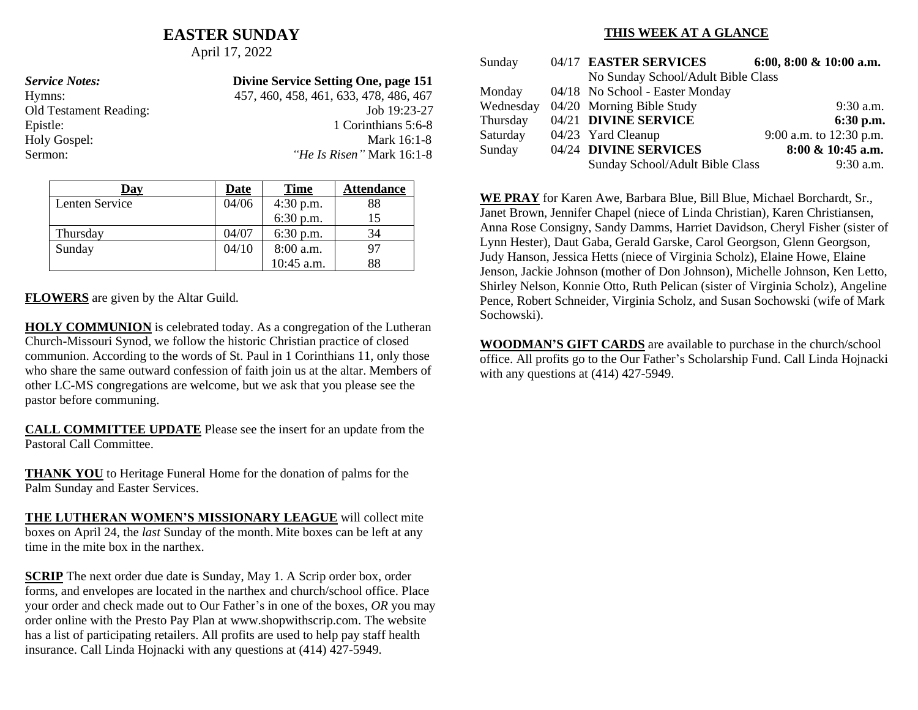# EASTER SUNDAY

April 17, 2022

| *Service Notes:* | **Divine Service Setting One, page 151** |
|---|---|
| Hymns: | 457, 460, 458, 461, 633, 478, 486, 467 |
| Old Testament Reading: | Job 19:23-27 |
| Epistle: | 1 Corinthians 5:6-8 |
| Holy Gospel: | Mark 16:1-8 |
| Sermon: | *"He Is Risen"* Mark 16:1-8 |

| Day | Date | Time | Attendance |
|---|---|---|---|
| Lenten Service | 04/06 | 4:30 p.m. | 88 |
| | | 6:30 p.m. | 15 |
| Thursday | 04/07 | 6:30 p.m. | 34 |
| Sunday | 04/10 | 8:00 a.m. | 97 |
| | | 10:45 a.m. | 88 |

**FLOWERS** are given by the Altar Guild.

**HOLY COMMUNION** is celebrated today. As a congregation of the Lutheran Church-Missouri Synod, we follow the historic Christian practice of closed communion. According to the words of St. Paul in 1 Corinthians 11, only those who share the same outward confession of faith join us at the altar. Members of other LC-MS congregations are welcome, but we ask that you please see the pastor before communing.

**CALL COMMITTEE UPDATE** Please see the insert for an update from the Pastoral Call Committee.

**THANK YOU** to Heritage Funeral Home for the donation of palms for the Palm Sunday and Easter Services.

**THE LUTHERAN WOMEN'S MISSIONARY LEAGUE** will collect mite boxes on April 24, the *last* Sunday of the month. Mite boxes can be left at any time in the mite box in the narthex.

**SCRIP** The next order due date is Sunday, May 1. A Scrip order box, order forms, and envelopes are located in the narthex and church/school office. Place your order and check made out to Our Father's in one of the boxes, *OR* you may order online with the Presto Pay Plan at www.shopwithscrip.com. The website has a list of participating retailers. All profits are used to help pay staff health insurance. Call Linda Hojnacki with any questions at (414) 427-5949.

## THIS WEEK AT A GLANCE

| | | | |
|---|---|---|---|
| Sunday | 04/17 | **EASTER SERVICES** | **6:00, 8:00 & 10:00 a.m.** |
| | | No Sunday School/Adult Bible Class | |
| Monday | 04/18 | No School - Easter Monday | |
| Wednesday | 04/20 | Morning Bible Study | 9:30 a.m. |
| Thursday | 04/21 | **DIVINE SERVICE** | **6:30 p.m.** |
| Saturday | 04/23 | Yard Cleanup | 9:00 a.m. to 12:30 p.m. |
| Sunday | 04/24 | **DIVINE SERVICES** | **8:00 & 10:45 a.m.** |
| | | Sunday School/Adult Bible Class | 9:30 a.m. |

**WE PRAY** for Karen Awe, Barbara Blue, Bill Blue, Michael Borchardt, Sr., Janet Brown, Jennifer Chapel (niece of Linda Christian), Karen Christiansen, Anna Rose Consigny, Sandy Damms, Harriet Davidson, Cheryl Fisher (sister of Lynn Hester), Daut Gaba, Gerald Garske, Carol Georgson, Glenn Georgson, Judy Hanson, Jessica Hetts (niece of Virginia Scholz), Elaine Howe, Elaine Jenson, Jackie Johnson (mother of Don Johnson), Michelle Johnson, Ken Letto, Shirley Nelson, Konnie Otto, Ruth Pelican (sister of Virginia Scholz), Angeline Pence, Robert Schneider, Virginia Scholz, and Susan Sochowski (wife of Mark Sochowski).

**WOODMAN'S GIFT CARDS** are available to purchase in the church/school office. All profits go to the Our Father's Scholarship Fund. Call Linda Hojnacki with any questions at (414) 427-5949.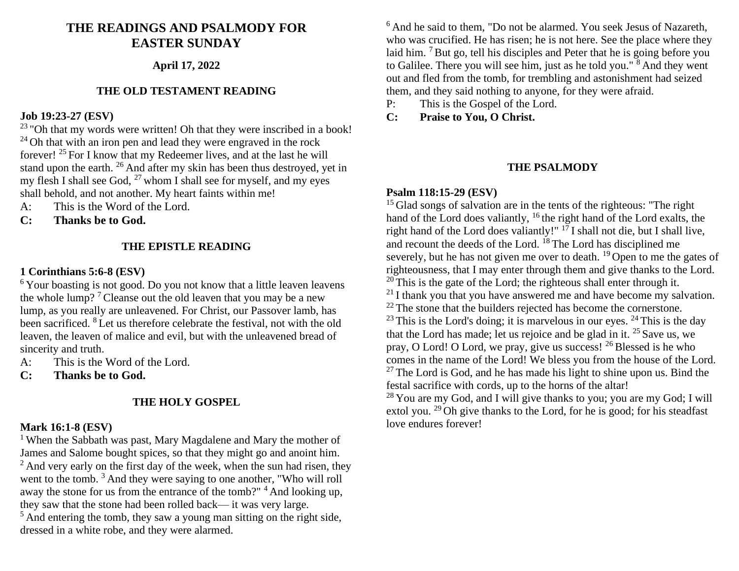# THE READINGS AND PSALMODY FOR EASTER SUNDAY

**April 17, 2022**

## THE OLD TESTAMENT READING

**Job 19:23-27 (ESV)**

[23] "Oh that my words were written! Oh that they were inscribed in a book! [24] Oh that with an iron pen and lead they were engraved in the rock forever! [25] For I know that my Redeemer lives, and at the last he will stand upon the earth. [26] And after my skin has been thus destroyed, yet in my flesh I shall see God, [27] whom I shall see for myself, and my eyes shall behold, and not another. My heart faints within me!

A: This is the Word of the Lord.

**C: Thanks be to God.**

## THE EPISTLE READING

**1 Corinthians 5:6-8 (ESV)**

[6] Your boasting is not good. Do you not know that a little leaven leavens the whole lump? [7] Cleanse out the old leaven that you may be a new lump, as you really are unleavened. For Christ, our Passover lamb, has been sacrificed. [8] Let us therefore celebrate the festival, not with the old leaven, the leaven of malice and evil, but with the unleavened bread of sincerity and truth.

A: This is the Word of the Lord.

**C: Thanks be to God.**

## THE HOLY GOSPEL

**Mark 16:1-8 (ESV)**

[1] When the Sabbath was past, Mary Magdalene and Mary the mother of James and Salome bought spices, so that they might go and anoint him. [2] And very early on the first day of the week, when the sun had risen, they went to the tomb. [3] And they were saying to one another, "Who will roll away the stone for us from the entrance of the tomb?" [4] And looking up, they saw that the stone had been rolled back— it was very large. [5] And entering the tomb, they saw a young man sitting on the right side, dressed in a white robe, and they were alarmed. [6] And he said to them, "Do not be alarmed. You seek Jesus of Nazareth, who was crucified. He has risen; he is not here. See the place where they laid him. [7] But go, tell his disciples and Peter that he is going before you to Galilee. There you will see him, just as he told you." [8] And they went out and fled from the tomb, for trembling and astonishment had seized them, and they said nothing to anyone, for they were afraid.

P: This is the Gospel of the Lord.

**C: Praise to You, O Christ.**

## THE PSALMODY

**Psalm 118:15-29 (ESV)**

[15] Glad songs of salvation are in the tents of the righteous: "The right hand of the Lord does valiantly, [16] the right hand of the Lord exalts, the right hand of the Lord does valiantly!" [17] I shall not die, but I shall live, and recount the deeds of the Lord. [18] The Lord has disciplined me severely, but he has not given me over to death. [19] Open to me the gates of righteousness, that I may enter through them and give thanks to the Lord.
[20] This is the gate of the Lord; the righteous shall enter through it.
[21] I thank you that you have answered me and have become my salvation.
[22] The stone that the builders rejected has become the cornerstone.
[23] This is the Lord's doing; it is marvelous in our eyes. [24] This is the day that the Lord has made; let us rejoice and be glad in it. [25] Save us, we pray, O Lord! O Lord, we pray, give us success! [26] Blessed is he who comes in the name of the Lord! We bless you from the house of the Lord.
[27] The Lord is God, and he has made his light to shine upon us. Bind the festal sacrifice with cords, up to the horns of the altar!
[28] You are my God, and I will give thanks to you; you are my God; I will extol you. [29] Oh give thanks to the Lord, for he is good; for his steadfast love endures forever!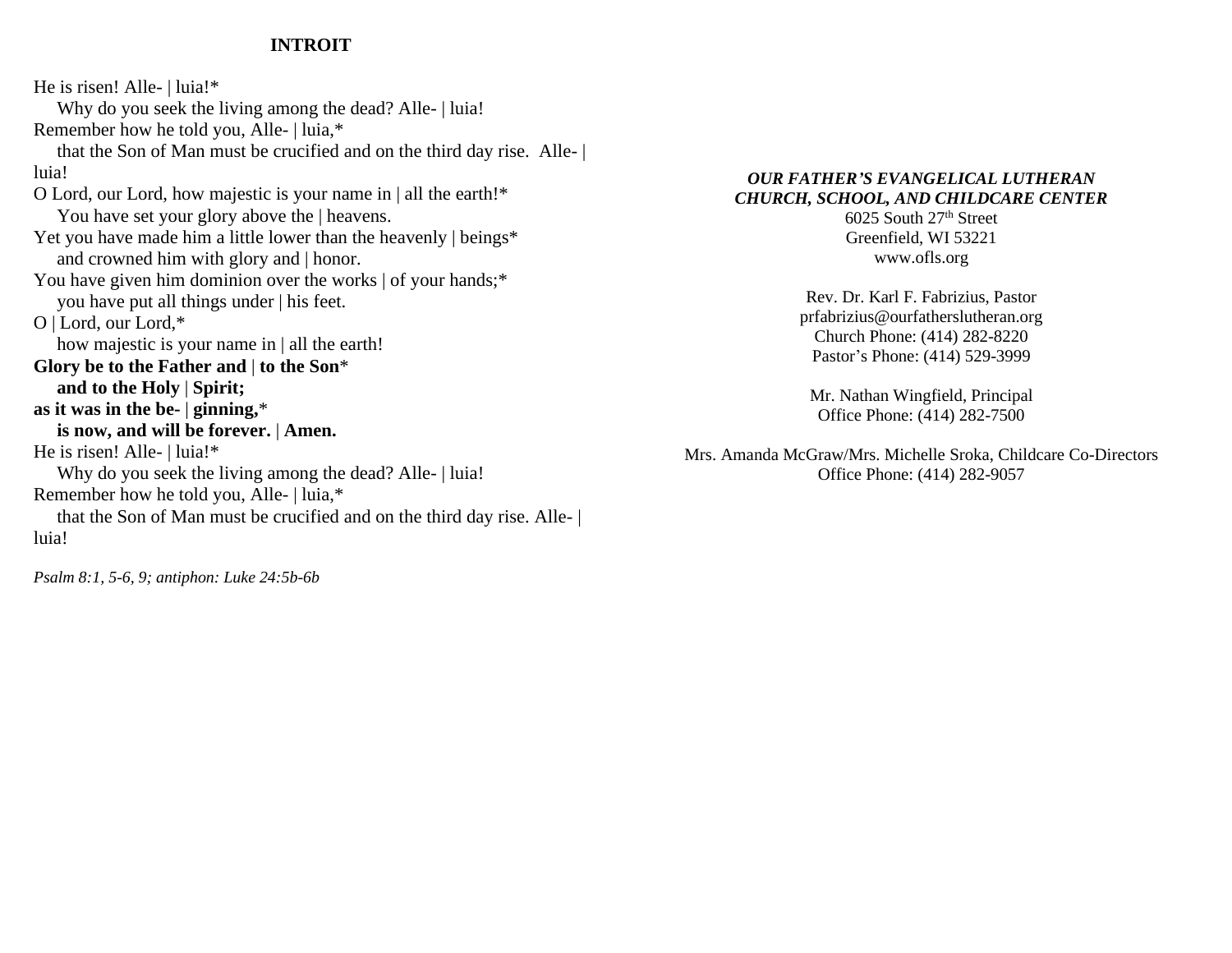## INTROIT

He is risen! Alle- | luia!*
Why do you seek the living among the dead? Alle- | luia!
Remember how he told you, Alle- | luia,*
that the Son of Man must be crucified and on the third day rise.  Alle- | luia!
O Lord, our Lord, how majestic is your name in | all the earth!*
You have set your glory above the | heavens.
Yet you have made him a little lower than the heavenly | beings*
and crowned him with glory and | honor.
You have given him dominion over the works | of your hands;*
you have put all things under | his feet.
O | Lord, our Lord,*
how majestic is your name in | all the earth!
**Glory be to the Father and | to the Son***
**and to the Holy | Spirit;**
**as it was in the be- | ginning,***
**is now, and will be forever. | Amen.**
He is risen! Alle- | luia!*
Why do you seek the living among the dead? Alle- | luia!
Remember how he told you, Alle- | luia,*
that the Son of Man must be crucified and on the third day rise. Alle- | luia!

*Psalm 8:1, 5-6, 9; antiphon: Luke 24:5b-6b*

***OUR FATHER'S EVANGELICAL LUTHERAN CHURCH, SCHOOL, AND CHILDCARE CENTER***
6025 South 27th Street
Greenfield, WI 53221
www.ofls.org

Rev. Dr. Karl F. Fabrizius, Pastor
prfabrizius@ourfatherslutheran.org
Church Phone: (414) 282-8220
Pastor's Phone: (414) 529-3999

Mr. Nathan Wingfield, Principal
Office Phone: (414) 282-7500

Mrs. Amanda McGraw/Mrs. Michelle Sroka, Childcare Co-Directors
Office Phone: (414) 282-9057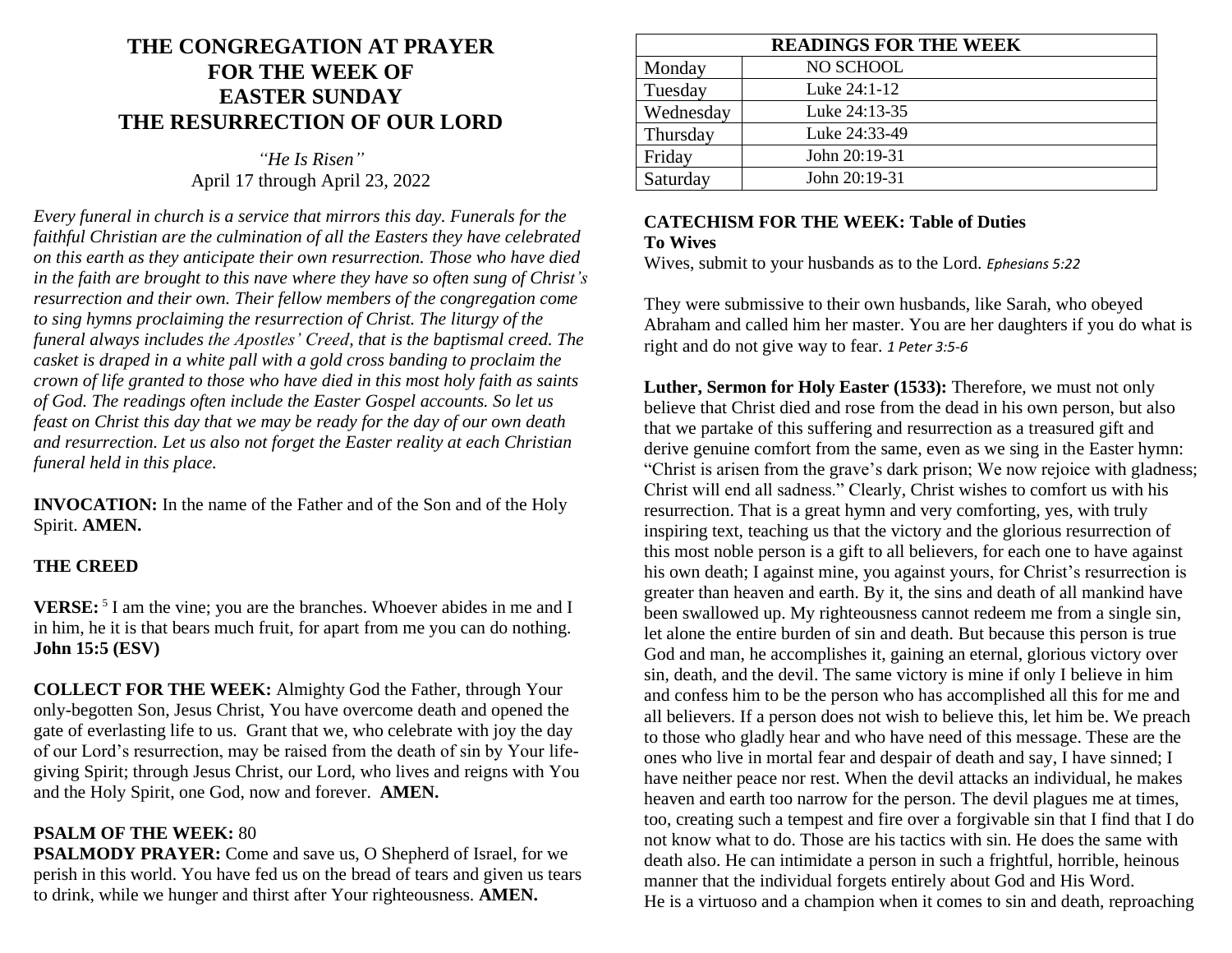# THE CONGREGATION AT PRAYER FOR THE WEEK OF EASTER SUNDAY THE RESURRECTION OF OUR LORD

*"He Is Risen"*
April 17 through April 23, 2022

*Every funeral in church is a service that mirrors this day. Funerals for the faithful Christian are the culmination of all the Easters they have celebrated on this earth as they anticipate their own resurrection. Those who have died in the faith are brought to this nave where they have so often sung of Christ's resurrection and their own. Their fellow members of the congregation come to sing hymns proclaiming the resurrection of Christ. The liturgy of the funeral always includes the Apostles' Creed, that is the baptismal creed. The casket is draped in a white pall with a gold cross banding to proclaim the crown of life granted to those who have died in this most holy faith as saints of God. The readings often include the Easter Gospel accounts. So let us feast on Christ this day that we may be ready for the day of our own death and resurrection. Let us also not forget the Easter reality at each Christian funeral held in this place.*

**INVOCATION:** In the name of the Father and of the Son and of the Holy Spirit. **AMEN.**

**THE CREED**

**VERSE:** [5] I am the vine; you are the branches. Whoever abides in me and I in him, he it is that bears much fruit, for apart from me you can do nothing. **John 15:5 (ESV)**

**COLLECT FOR THE WEEK:** Almighty God the Father, through Your only-begotten Son, Jesus Christ, You have overcome death and opened the gate of everlasting life to us. Grant that we, who celebrate with joy the day of our Lord's resurrection, may be raised from the death of sin by Your life-giving Spirit; through Jesus Christ, our Lord, who lives and reigns with You and the Holy Spirit, one God, now and forever. **AMEN.**

**PSALM OF THE WEEK:** 80

**PSALMODY PRAYER:** Come and save us, O Shepherd of Israel, for we perish in this world. You have fed us on the bread of tears and given us tears to drink, while we hunger and thirst after Your righteousness. **AMEN.**

| READINGS FOR THE WEEK | |
|---|---|
| Monday | NO SCHOOL |
| Tuesday | Luke 24:1-12 |
| Wednesday | Luke 24:13-35 |
| Thursday | Luke 24:33-49 |
| Friday | John 20:19-31 |
| Saturday | John 20:19-31 |

**CATECHISM FOR THE WEEK: Table of Duties**
**To Wives**

Wives, submit to your husbands as to the Lord. *Ephesians 5:22*

They were submissive to their own husbands, like Sarah, who obeyed Abraham and called him her master. You are her daughters if you do what is right and do not give way to fear. *1 Peter 3:5-6*

**Luther, Sermon for Holy Easter (1533):** Therefore, we must not only believe that Christ died and rose from the dead in his own person, but also that we partake of this suffering and resurrection as a treasured gift and derive genuine comfort from the same, even as we sing in the Easter hymn: "Christ is arisen from the grave's dark prison; We now rejoice with gladness; Christ will end all sadness." Clearly, Christ wishes to comfort us with his resurrection. That is a great hymn and very comforting, yes, with truly inspiring text, teaching us that the victory and the glorious resurrection of this most noble person is a gift to all believers, for each one to have against his own death; I against mine, you against yours, for Christ's resurrection is greater than heaven and earth. By it, the sins and death of all mankind have been swallowed up. My righteousness cannot redeem me from a single sin, let alone the entire burden of sin and death. But because this person is true God and man, he accomplishes it, gaining an eternal, glorious victory over sin, death, and the devil. The same victory is mine if only I believe in him and confess him to be the person who has accomplished all this for me and all believers. If a person does not wish to believe this, let him be. We preach to those who gladly hear and who have need of this message. These are the ones who live in mortal fear and despair of death and say, I have sinned; I have neither peace nor rest. When the devil attacks an individual, he makes heaven and earth too narrow for the person. The devil plagues me at times, too, creating such a tempest and fire over a forgivable sin that I find that I do not know what to do. Those are his tactics with sin. He does the same with death also. He can intimidate a person in such a frightful, horrible, heinous manner that the individual forgets entirely about God and His Word.
He is a virtuoso and a champion when it comes to sin and death, reproaching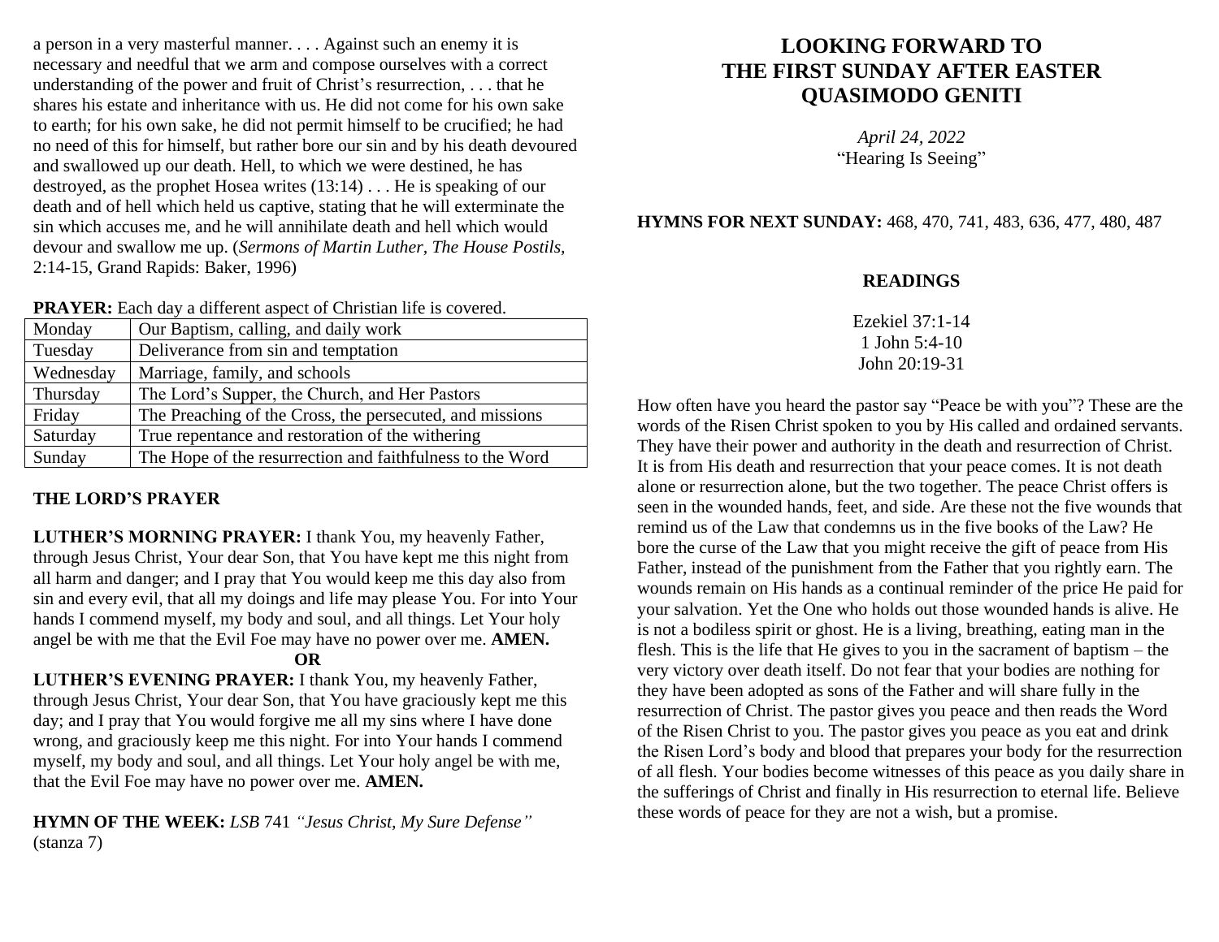a person in a very masterful manner. . . . Against such an enemy it is necessary and needful that we arm and compose ourselves with a correct understanding of the power and fruit of Christ's resurrection, . . . that he shares his estate and inheritance with us. He did not come for his own sake to earth; for his own sake, he did not permit himself to be crucified; he had no need of this for himself, but rather bore our sin and by his death devoured and swallowed up our death. Hell, to which we were destined, he has destroyed, as the prophet Hosea writes (13:14) . . . He is speaking of our death and of hell which held us captive, stating that he will exterminate the sin which accuses me, and he will annihilate death and hell which would devour and swallow me up. (*Sermons of Martin Luther, The House Postils,* 2:14-15, Grand Rapids: Baker, 1996)

**PRAYER:** Each day a different aspect of Christian life is covered.

| | |
|---|---|
| Monday | Our Baptism, calling, and daily work |
| Tuesday | Deliverance from sin and temptation |
| Wednesday | Marriage, family, and schools |
| Thursday | The Lord's Supper, the Church, and Her Pastors |
| Friday | The Preaching of the Cross, the persecuted, and missions |
| Saturday | True repentance and restoration of the withering |
| Sunday | The Hope of the resurrection and faithfulness to the Word |

**THE LORD'S PRAYER**

**LUTHER'S MORNING PRAYER:** I thank You, my heavenly Father, through Jesus Christ, Your dear Son, that You have kept me this night from all harm and danger; and I pray that You would keep me this day also from sin and every evil, that all my doings and life may please You. For into Your hands I commend myself, my body and soul, and all things. Let Your holy angel be with me that the Evil Foe may have no power over me. **AMEN.**

**OR**

**LUTHER'S EVENING PRAYER:** I thank You, my heavenly Father, through Jesus Christ, Your dear Son, that You have graciously kept me this day; and I pray that You would forgive me all my sins where I have done wrong, and graciously keep me this night. For into Your hands I commend myself, my body and soul, and all things. Let Your holy angel be with me, that the Evil Foe may have no power over me. **AMEN.**

**HYMN OF THE WEEK:** *LSB* 741 *"Jesus Christ, My Sure Defense"* (stanza 7)

# LOOKING FORWARD TO THE FIRST SUNDAY AFTER EASTER QUASIMODO GENITI

*April 24, 2022*
"Hearing Is Seeing"

**HYMNS FOR NEXT SUNDAY:** 468, 470, 741, 483, 636, 477, 480, 487

## READINGS

Ezekiel 37:1-14
1 John 5:4-10
John 20:19-31

How often have you heard the pastor say "Peace be with you"? These are the words of the Risen Christ spoken to you by His called and ordained servants. They have their power and authority in the death and resurrection of Christ. It is from His death and resurrection that your peace comes. It is not death alone or resurrection alone, but the two together. The peace Christ offers is seen in the wounded hands, feet, and side. Are these not the five wounds that remind us of the Law that condemns us in the five books of the Law? He bore the curse of the Law that you might receive the gift of peace from His Father, instead of the punishment from the Father that you rightly earn. The wounds remain on His hands as a continual reminder of the price He paid for your salvation. Yet the One who holds out those wounded hands is alive. He is not a bodiless spirit or ghost. He is a living, breathing, eating man in the flesh. This is the life that He gives to you in the sacrament of baptism – the very victory over death itself. Do not fear that your bodies are nothing for they have been adopted as sons of the Father and will share fully in the resurrection of Christ. The pastor gives you peace and then reads the Word of the Risen Christ to you. The pastor gives you peace as you eat and drink the Risen Lord's body and blood that prepares your body for the resurrection of all flesh. Your bodies become witnesses of this peace as you daily share in the sufferings of Christ and finally in His resurrection to eternal life. Believe these words of peace for they are not a wish, but a promise.